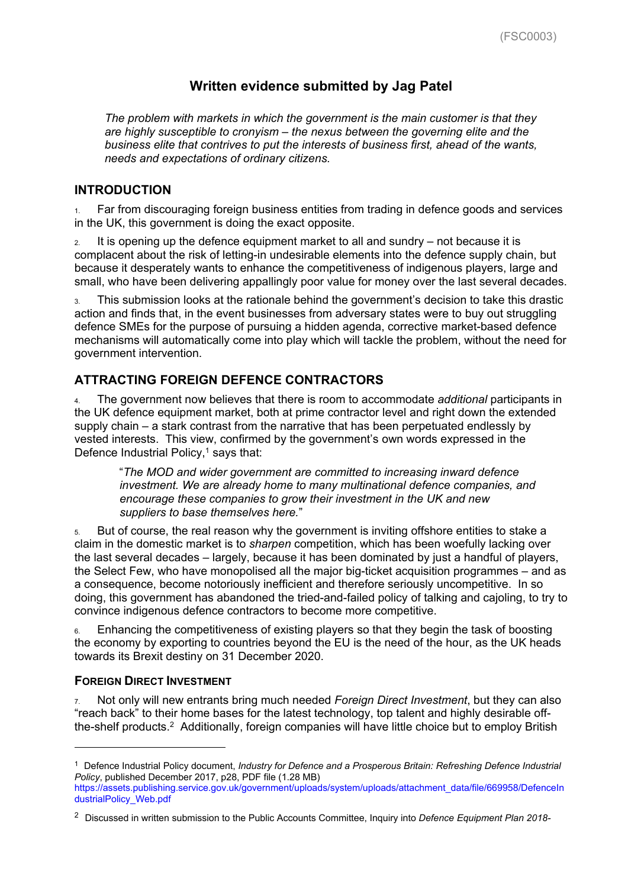(FSC0003)

# Written evidence submitted by Jag Patel

*The problem with markets in which the government is the main customer is that they are highly susceptible to cronyism – the nexus between the governing elite and the business elite that contrives to put the interests of business first, ahead of the wants, needs and expectations of ordinary citizens.*

## INTRODUCTION

1. Far from discouraging foreign business entities from trading in defence goods and services in the UK, this government is doing the exact opposite.

2. It is opening up the defence equipment market to all and sundry – not because it is complacent about the risk of letting-in undesirable elements into the defence supply chain, but because it desperately wants to enhance the competitiveness of indigenous players, large and small, who have been delivering appallingly poor value for money over the last several decades.

3. This submission looks at the rationale behind the government's decision to take this drastic action and finds that, in the event businesses from adversary states were to buy out struggling defence SMEs for the purpose of pursuing a hidden agenda, corrective market-based defence mechanisms will automatically come into play which will tackle the problem, without the need for government intervention.

## ATTRACTING FOREIGN DEFENCE CONTRACTORS

4. The government now believes that there is room to accommodate *additional* participants in the UK defence equipment market, both at prime contractor level and right down the extended supply chain – a stark contrast from the narrative that has been perpetuated endlessly by vested interests. This view, confirmed by the government's own words expressed in the Defence Industrial Policy,[1] says that:

> "*The MOD and wider government are committed to increasing inward defence investment. We are already home to many multinational defence companies, and encourage these companies to grow their investment in the UK and new suppliers to base themselves here.*"

5. But of course, the real reason why the government is inviting offshore entities to stake a claim in the domestic market is to *sharpen* competition, which has been woefully lacking over the last several decades – largely, because it has been dominated by just a handful of players, the Select Few, who have monopolised all the major big-ticket acquisition programmes – and as a consequence, become notoriously inefficient and therefore seriously uncompetitive. In so doing, this government has abandoned the tried-and-failed policy of talking and cajoling, to try to convince indigenous defence contractors to become more competitive.

6. Enhancing the competitiveness of existing players so that they begin the task of boosting the economy by exporting to countries beyond the EU is the need of the hour, as the UK heads towards its Brexit destiny on 31 December 2020.

### FOREIGN DIRECT INVESTMENT

7. Not only will new entrants bring much needed *Foreign Direct Investment*, but they can also "reach back" to their home bases for the latest technology, top talent and highly desirable off-the-shelf products.[2] Additionally, foreign companies will have little choice but to employ British

---

[1] Defence Industrial Policy document, *Industry for Defence and a Prosperous Britain: Refreshing Defence Industrial Policy*, published December 2017, p28, PDF file (1.28 MB) https://assets.publishing.service.gov.uk/government/uploads/system/uploads/attachment_data/file/669958/DefenceIndustrialPolicy_Web.pdf

[2] Discussed in written submission to the Public Accounts Committee, Inquiry into *Defence Equipment Plan 2018-*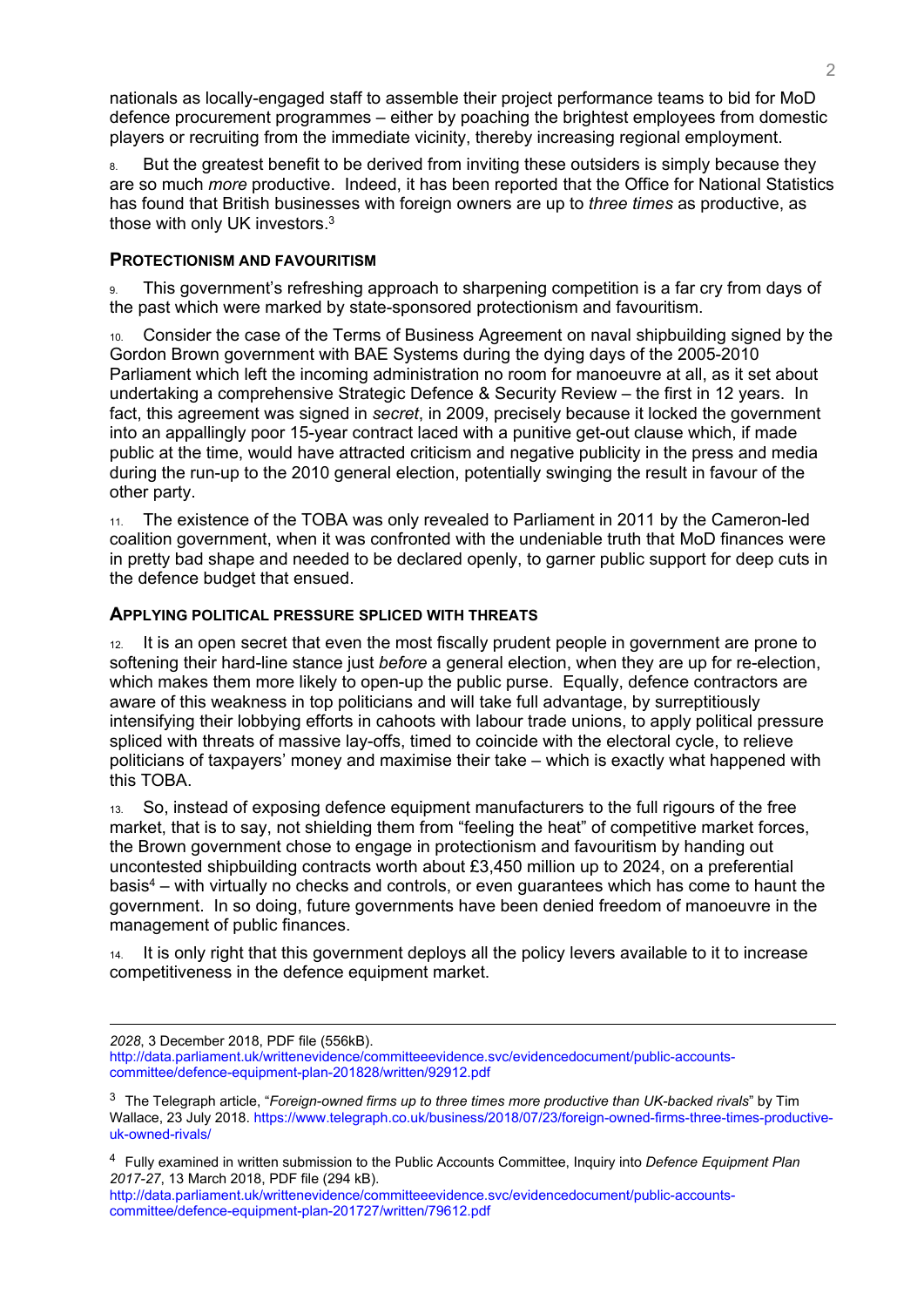nationals as locally-engaged staff to assemble their project performance teams to bid for MoD defence procurement programmes – either by poaching the brightest employees from domestic players or recruiting from the immediate vicinity, thereby increasing regional employment.

8. But the greatest benefit to be derived from inviting these outsiders is simply because they are so much *more* productive. Indeed, it has been reported that the Office for National Statistics has found that British businesses with foreign owners are up to *three times* as productive, as those with only UK investors.[3]

### PROTECTIONISM AND FAVOURITISM

9. This government's refreshing approach to sharpening competition is a far cry from days of the past which were marked by state-sponsored protectionism and favouritism.

10. Consider the case of the Terms of Business Agreement on naval shipbuilding signed by the Gordon Brown government with BAE Systems during the dying days of the 2005-2010 Parliament which left the incoming administration no room for manoeuvre at all, as it set about undertaking a comprehensive Strategic Defence & Security Review – the first in 12 years. In fact, this agreement was signed in *secret*, in 2009, precisely because it locked the government into an appallingly poor 15-year contract laced with a punitive get-out clause which, if made public at the time, would have attracted criticism and negative publicity in the press and media during the run-up to the 2010 general election, potentially swinging the result in favour of the other party.

11. The existence of the TOBA was only revealed to Parliament in 2011 by the Cameron-led coalition government, when it was confronted with the undeniable truth that MoD finances were in pretty bad shape and needed to be declared openly, to garner public support for deep cuts in the defence budget that ensued.

### APPLYING POLITICAL PRESSURE SPLICED WITH THREATS

12. It is an open secret that even the most fiscally prudent people in government are prone to softening their hard-line stance just *before* a general election, when they are up for re-election, which makes them more likely to open-up the public purse. Equally, defence contractors are aware of this weakness in top politicians and will take full advantage, by surreptitiously intensifying their lobbying efforts in cahoots with labour trade unions, to apply political pressure spliced with threats of massive lay-offs, timed to coincide with the electoral cycle, to relieve politicians of taxpayers' money and maximise their take – which is exactly what happened with this TOBA.

13. So, instead of exposing defence equipment manufacturers to the full rigours of the free market, that is to say, not shielding them from "feeling the heat" of competitive market forces, the Brown government chose to engage in protectionism and favouritism by handing out uncontested shipbuilding contracts worth about £3,450 million up to 2024, on a preferential basis[4] – with virtually no checks and controls, or even guarantees which has come to haunt the government. In so doing, future governments have been denied freedom of manoeuvre in the management of public finances.

14. It is only right that this government deploys all the policy levers available to it to increase competitiveness in the defence equipment market.

---

*2028*, 3 December 2018, PDF file (556kB).
http://data.parliament.uk/writtenevidence/committeeevidence.svc/evidencedocument/public-accounts-committee/defence-equipment-plan-201828/written/92912.pdf

[3] The Telegraph article, "*Foreign-owned firms up to three times more productive than UK-backed rivals*" by Tim Wallace, 23 July 2018. https://www.telegraph.co.uk/business/2018/07/23/foreign-owned-firms-three-times-productive-uk-owned-rivals/

[4] Fully examined in written submission to the Public Accounts Committee, Inquiry into *Defence Equipment Plan 2017-27*, 13 March 2018, PDF file (294 kB).
http://data.parliament.uk/writtenevidence/committeeevidence.svc/evidencedocument/public-accounts-committee/defence-equipment-plan-201727/written/79612.pdf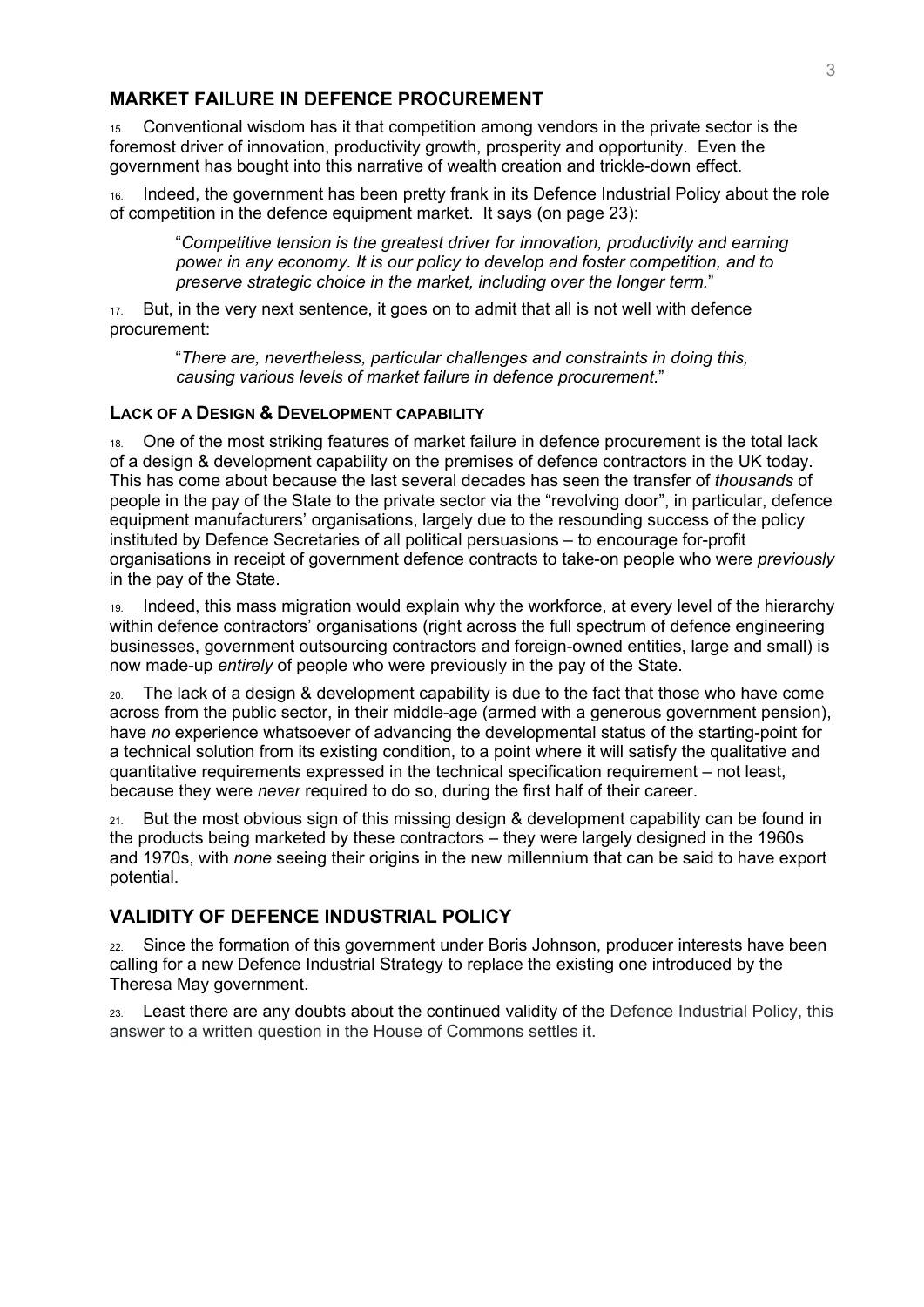## MARKET FAILURE IN DEFENCE PROCUREMENT

15. Conventional wisdom has it that competition among vendors in the private sector is the foremost driver of innovation, productivity growth, prosperity and opportunity. Even the government has bought into this narrative of wealth creation and trickle-down effect.

16. Indeed, the government has been pretty frank in its Defence Industrial Policy about the role of competition in the defence equipment market. It says (on page 23):

> "*Competitive tension is the greatest driver for innovation, productivity and earning power in any economy. It is our policy to develop and foster competition, and to preserve strategic choice in the market, including over the longer term.*"

17. But, in the very next sentence, it goes on to admit that all is not well with defence procurement:

> "*There are, nevertheless, particular challenges and constraints in doing this, causing various levels of market failure in defence procurement.*"

### LACK OF A DESIGN & DEVELOPMENT CAPABILITY

18. One of the most striking features of market failure in defence procurement is the total lack of a design & development capability on the premises of defence contractors in the UK today. This has come about because the last several decades has seen the transfer of *thousands* of people in the pay of the State to the private sector via the "revolving door", in particular, defence equipment manufacturers' organisations, largely due to the resounding success of the policy instituted by Defence Secretaries of all political persuasions – to encourage for-profit organisations in receipt of government defence contracts to take-on people who were *previously* in the pay of the State.

19. Indeed, this mass migration would explain why the workforce, at every level of the hierarchy within defence contractors' organisations (right across the full spectrum of defence engineering businesses, government outsourcing contractors and foreign-owned entities, large and small) is now made-up *entirely* of people who were previously in the pay of the State.

20. The lack of a design & development capability is due to the fact that those who have come across from the public sector, in their middle-age (armed with a generous government pension), have *no* experience whatsoever of advancing the developmental status of the starting-point for a technical solution from its existing condition, to a point where it will satisfy the qualitative and quantitative requirements expressed in the technical specification requirement – not least, because they were *never* required to do so, during the first half of their career.

21. But the most obvious sign of this missing design & development capability can be found in the products being marketed by these contractors – they were largely designed in the 1960s and 1970s, with *none* seeing their origins in the new millennium that can be said to have export potential.

## VALIDITY OF DEFENCE INDUSTRIAL POLICY

22. Since the formation of this government under Boris Johnson, producer interests have been calling for a new Defence Industrial Strategy to replace the existing one introduced by the Theresa May government.

23. Least there are any doubts about the continued validity of the Defence Industrial Policy, this answer to a written question in the House of Commons settles it.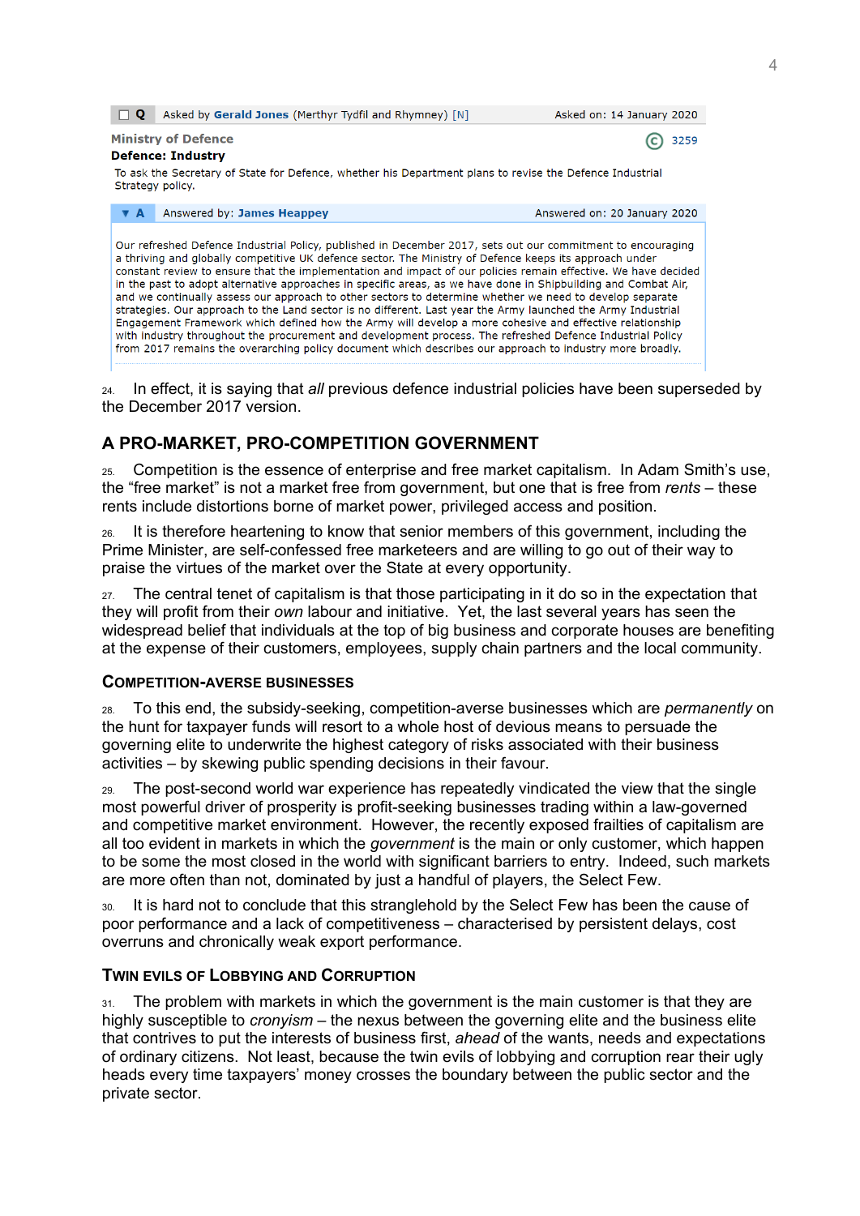| ☐ Q | Asked by **Gerald Jones** (Merthyr Tydfil and Rhymney) [N] | Asked on: 14 January 2020 |
| --- | --- | --- |

**Ministry of Defence** — 3259

**Defence: Industry**

To ask the Secretary of State for Defence, whether his Department plans to revise the Defence Industrial Strategy policy.

| ▼ A | Answered by: **James Heappey** | Answered on: 20 January 2020 |
| --- | --- | --- |

Our refreshed Defence Industrial Policy, published in December 2017, sets out our commitment to encouraging a thriving and globally competitive UK defence sector. The Ministry of Defence keeps its approach under constant review to ensure that the implementation and impact of our policies remain effective. We have decided in the past to adopt alternative approaches in specific areas, as we have done in Shipbuilding and Combat Air, and we continually assess our approach to other sectors to determine whether we need to develop separate strategies. Our approach to the Land sector is no different. Last year the Army launched the Army Industrial Engagement Framework which defined how the Army will develop a more cohesive and effective relationship with industry throughout the procurement and development process. The refreshed Defence Industrial Policy from 2017 remains the overarching policy document which describes our approach to industry more broadly.

24. In effect, it is saying that *all* previous defence industrial policies have been superseded by the December 2017 version.

## A PRO-MARKET, PRO-COMPETITION GOVERNMENT

25. Competition is the essence of enterprise and free market capitalism. In Adam Smith's use, the "free market" is not a market free from government, but one that is free from *rents* – these rents include distortions borne of market power, privileged access and position.

26. It is therefore heartening to know that senior members of this government, including the Prime Minister, are self-confessed free marketeers and are willing to go out of their way to praise the virtues of the market over the State at every opportunity.

27. The central tenet of capitalism is that those participating in it do so in the expectation that they will profit from their *own* labour and initiative. Yet, the last several years has seen the widespread belief that individuals at the top of big business and corporate houses are benefiting at the expense of their customers, employees, supply chain partners and the local community.

### COMPETITION-AVERSE BUSINESSES

28. To this end, the subsidy-seeking, competition-averse businesses which are *permanently* on the hunt for taxpayer funds will resort to a whole host of devious means to persuade the governing elite to underwrite the highest category of risks associated with their business activities – by skewing public spending decisions in their favour.

29. The post-second world war experience has repeatedly vindicated the view that the single most powerful driver of prosperity is profit-seeking businesses trading within a law-governed and competitive market environment. However, the recently exposed frailties of capitalism are all too evident in markets in which the *government* is the main or only customer, which happen to be some the most closed in the world with significant barriers to entry. Indeed, such markets are more often than not, dominated by just a handful of players, the Select Few.

30. It is hard not to conclude that this stranglehold by the Select Few has been the cause of poor performance and a lack of competitiveness – characterised by persistent delays, cost overruns and chronically weak export performance.

### TWIN EVILS OF LOBBYING AND CORRUPTION

31. The problem with markets in which the government is the main customer is that they are highly susceptible to *cronyism* – the nexus between the governing elite and the business elite that contrives to put the interests of business first, *ahead* of the wants, needs and expectations of ordinary citizens. Not least, because the twin evils of lobbying and corruption rear their ugly heads every time taxpayers' money crosses the boundary between the public sector and the private sector.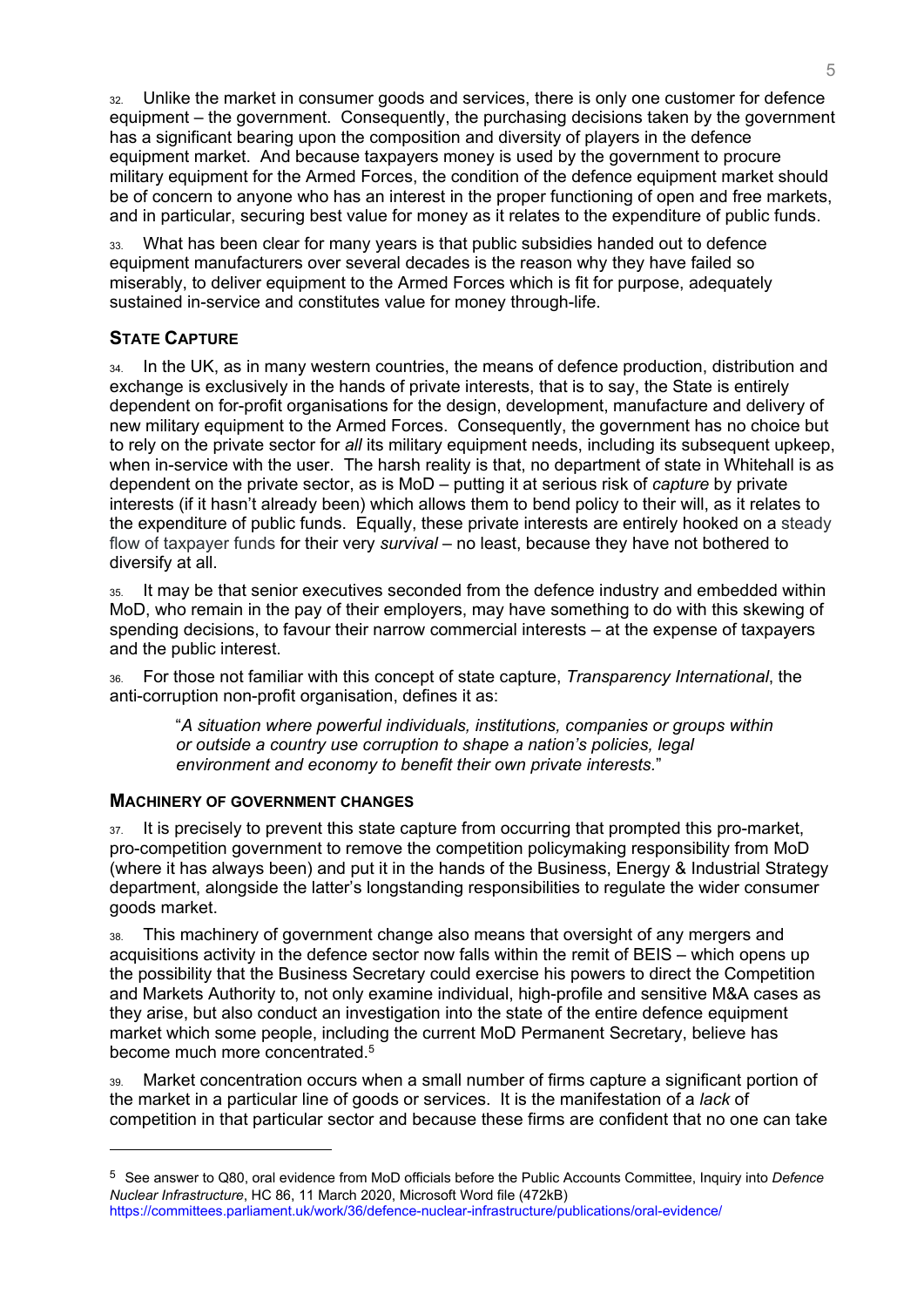32. Unlike the market in consumer goods and services, there is only one customer for defence equipment – the government. Consequently, the purchasing decisions taken by the government has a significant bearing upon the composition and diversity of players in the defence equipment market. And because taxpayers money is used by the government to procure military equipment for the Armed Forces, the condition of the defence equipment market should be of concern to anyone who has an interest in the proper functioning of open and free markets, and in particular, securing best value for money as it relates to the expenditure of public funds.

33. What has been clear for many years is that public subsidies handed out to defence equipment manufacturers over several decades is the reason why they have failed so miserably, to deliver equipment to the Armed Forces which is fit for purpose, adequately sustained in-service and constitutes value for money through-life.

## STATE CAPTURE

34. In the UK, as in many western countries, the means of defence production, distribution and exchange is exclusively in the hands of private interests, that is to say, the State is entirely dependent on for-profit organisations for the design, development, manufacture and delivery of new military equipment to the Armed Forces. Consequently, the government has no choice but to rely on the private sector for *all* its military equipment needs, including its subsequent upkeep, when in-service with the user. The harsh reality is that, no department of state in Whitehall is as dependent on the private sector, as is MoD – putting it at serious risk of *capture* by private interests (if it hasn't already been) which allows them to bend policy to their will, as it relates to the expenditure of public funds. Equally, these private interests are entirely hooked on a steady flow of taxpayer funds for their very *survival* – no least, because they have not bothered to diversify at all.

35. It may be that senior executives seconded from the defence industry and embedded within MoD, who remain in the pay of their employers, may have something to do with this skewing of spending decisions, to favour their narrow commercial interests – at the expense of taxpayers and the public interest.

36. For those not familiar with this concept of state capture, *Transparency International*, the anti-corruption non-profit organisation, defines it as:

> "*A situation where powerful individuals, institutions, companies or groups within or outside a country use corruption to shape a nation's policies, legal environment and economy to benefit their own private interests.*"

## MACHINERY OF GOVERNMENT CHANGES

37. It is precisely to prevent this state capture from occurring that prompted this pro-market, pro-competition government to remove the competition policymaking responsibility from MoD (where it has always been) and put it in the hands of the Business, Energy & Industrial Strategy department, alongside the latter's longstanding responsibilities to regulate the wider consumer goods market.

38. This machinery of government change also means that oversight of any mergers and acquisitions activity in the defence sector now falls within the remit of BEIS – which opens up the possibility that the Business Secretary could exercise his powers to direct the Competition and Markets Authority to, not only examine individual, high-profile and sensitive M&A cases as they arise, but also conduct an investigation into the state of the entire defence equipment market which some people, including the current MoD Permanent Secretary, believe has become much more concentrated.[5]

39. Market concentration occurs when a small number of firms capture a significant portion of the market in a particular line of goods or services. It is the manifestation of a *lack* of competition in that particular sector and because these firms are confident that no one can take

---

[5] See answer to Q80, oral evidence from MoD officials before the Public Accounts Committee, Inquiry into *Defence Nuclear Infrastructure*, HC 86, 11 March 2020, Microsoft Word file (472kB) https://committees.parliament.uk/work/36/defence-nuclear-infrastructure/publications/oral-evidence/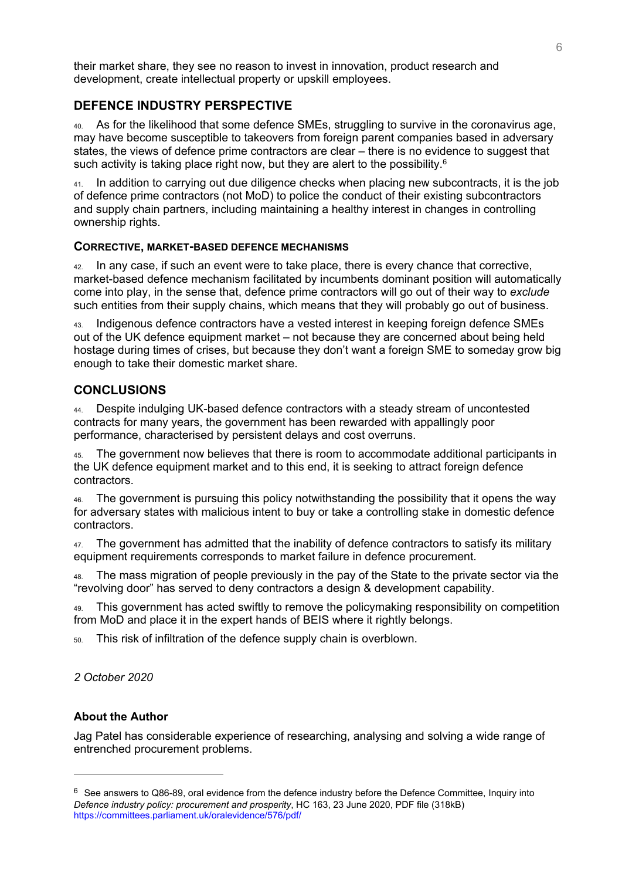their market share, they see no reason to invest in innovation, product research and development, create intellectual property or upskill employees.

## DEFENCE INDUSTRY PERSPECTIVE

40. As for the likelihood that some defence SMEs, struggling to survive in the coronavirus age, may have become susceptible to takeovers from foreign parent companies based in adversary states, the views of defence prime contractors are clear – there is no evidence to suggest that such activity is taking place right now, but they are alert to the possibility.[6]

41. In addition to carrying out due diligence checks when placing new subcontracts, it is the job of defence prime contractors (not MoD) to police the conduct of their existing subcontractors and supply chain partners, including maintaining a healthy interest in changes in controlling ownership rights.

### CORRECTIVE, MARKET-BASED DEFENCE MECHANISMS

42. In any case, if such an event were to take place, there is every chance that corrective, market-based defence mechanism facilitated by incumbents dominant position will automatically come into play, in the sense that, defence prime contractors will go out of their way to *exclude* such entities from their supply chains, which means that they will probably go out of business.

43. Indigenous defence contractors have a vested interest in keeping foreign defence SMEs out of the UK defence equipment market – not because they are concerned about being held hostage during times of crises, but because they don't want a foreign SME to someday grow big enough to take their domestic market share.

## CONCLUSIONS

44. Despite indulging UK-based defence contractors with a steady stream of uncontested contracts for many years, the government has been rewarded with appallingly poor performance, characterised by persistent delays and cost overruns.

45. The government now believes that there is room to accommodate additional participants in the UK defence equipment market and to this end, it is seeking to attract foreign defence contractors.

46. The government is pursuing this policy notwithstanding the possibility that it opens the way for adversary states with malicious intent to buy or take a controlling stake in domestic defence contractors.

47. The government has admitted that the inability of defence contractors to satisfy its military equipment requirements corresponds to market failure in defence procurement.

48. The mass migration of people previously in the pay of the State to the private sector via the "revolving door" has served to deny contractors a design & development capability.

49. This government has acted swiftly to remove the policymaking responsibility on competition from MoD and place it in the expert hands of BEIS where it rightly belongs.

50. This risk of infiltration of the defence supply chain is overblown.

*2 October 2020*

**About the Author**

Jag Patel has considerable experience of researching, analysing and solving a wide range of entrenched procurement problems.

---

[6] See answers to Q86-89, oral evidence from the defence industry before the Defence Committee, Inquiry into *Defence industry policy: procurement and prosperity*, HC 163, 23 June 2020, PDF file (318kB) https://committees.parliament.uk/oralevidence/576/pdf/